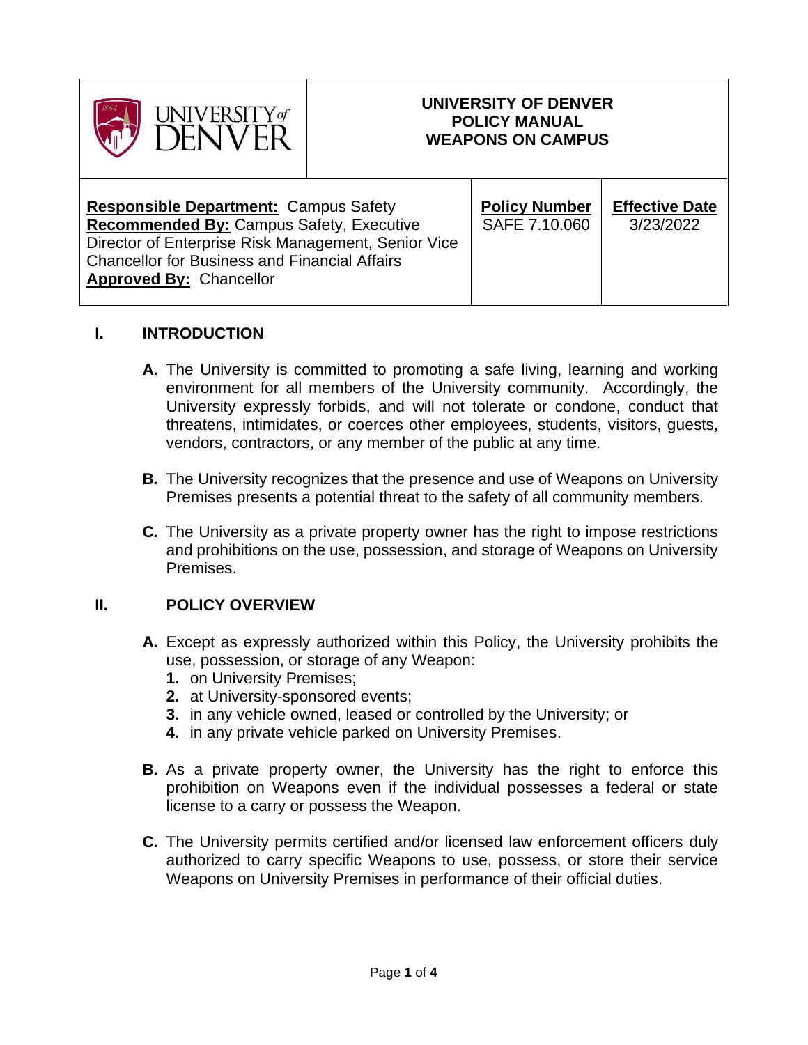| UNIVERSITY of DENVER | UNIVERSITY OF DENVER<br>POLICY MANUAL<br>WEAPONS ON CAMPUS | |
|---|---|---|
| **Responsible Department:** Campus Safety<br>**Recommended By:** Campus Safety, Executive Director of Enterprise Risk Management, Senior Vice Chancellor for Business and Financial Affairs<br>**Approved By:** Chancellor | **Policy Number**<br>SAFE 7.10.060 | **Effective Date**<br>3/23/2022 |

## I. INTRODUCTION

**A.** The University is committed to promoting a safe living, learning and working environment for all members of the University community. Accordingly, the University expressly forbids, and will not tolerate or condone, conduct that threatens, intimidates, or coerces other employees, students, visitors, guests, vendors, contractors, or any member of the public at any time.

**B.** The University recognizes that the presence and use of Weapons on University Premises presents a potential threat to the safety of all community members.

**C.** The University as a private property owner has the right to impose restrictions and prohibitions on the use, possession, and storage of Weapons on University Premises.

## II. POLICY OVERVIEW

**A.** Except as expressly authorized within this Policy, the University prohibits the use, possession, or storage of any Weapon:

1. on University Premises;
2. at University-sponsored events;
3. in any vehicle owned, leased or controlled by the University; or
4. in any private vehicle parked on University Premises.

**B.** As a private property owner, the University has the right to enforce this prohibition on Weapons even if the individual possesses a federal or state license to a carry or possess the Weapon.

**C.** The University permits certified and/or licensed law enforcement officers duly authorized to carry specific Weapons to use, possess, or store their service Weapons on University Premises in performance of their official duties.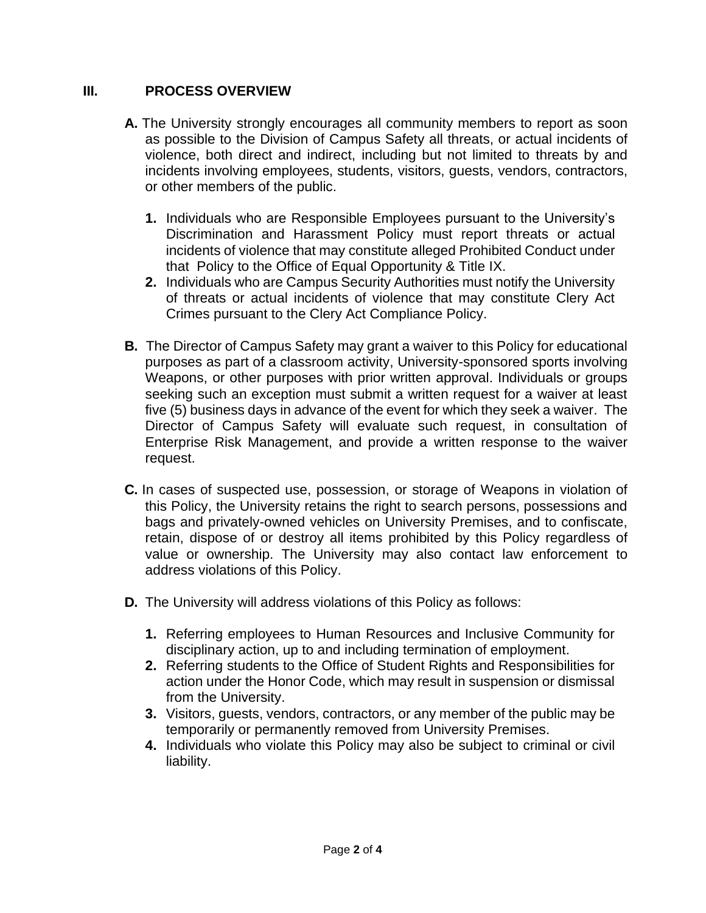## III. PROCESS OVERVIEW

**A.** The University strongly encourages all community members to report as soon as possible to the Division of Campus Safety all threats, or actual incidents of violence, both direct and indirect, including but not limited to threats by and incidents involving employees, students, visitors, guests, vendors, contractors, or other members of the public.

   **1.** Individuals who are Responsible Employees pursuant to the University's Discrimination and Harassment Policy must report threats or actual incidents of violence that may constitute alleged Prohibited Conduct under that Policy to the Office of Equal Opportunity & Title IX.

   **2.** Individuals who are Campus Security Authorities must notify the University of threats or actual incidents of violence that may constitute Clery Act Crimes pursuant to the Clery Act Compliance Policy.

**B.** The Director of Campus Safety may grant a waiver to this Policy for educational purposes as part of a classroom activity, University-sponsored sports involving Weapons, or other purposes with prior written approval. Individuals or groups seeking such an exception must submit a written request for a waiver at least five (5) business days in advance of the event for which they seek a waiver. The Director of Campus Safety will evaluate such request, in consultation of Enterprise Risk Management, and provide a written response to the waiver request.

**C.** In cases of suspected use, possession, or storage of Weapons in violation of this Policy, the University retains the right to search persons, possessions and bags and privately-owned vehicles on University Premises, and to confiscate, retain, dispose of or destroy all items prohibited by this Policy regardless of value or ownership. The University may also contact law enforcement to address violations of this Policy.

**D.** The University will address violations of this Policy as follows:

   **1.** Referring employees to Human Resources and Inclusive Community for disciplinary action, up to and including termination of employment.

   **2.** Referring students to the Office of Student Rights and Responsibilities for action under the Honor Code, which may result in suspension or dismissal from the University.

   **3.** Visitors, guests, vendors, contractors, or any member of the public may be temporarily or permanently removed from University Premises.

   **4.** Individuals who violate this Policy may also be subject to criminal or civil liability.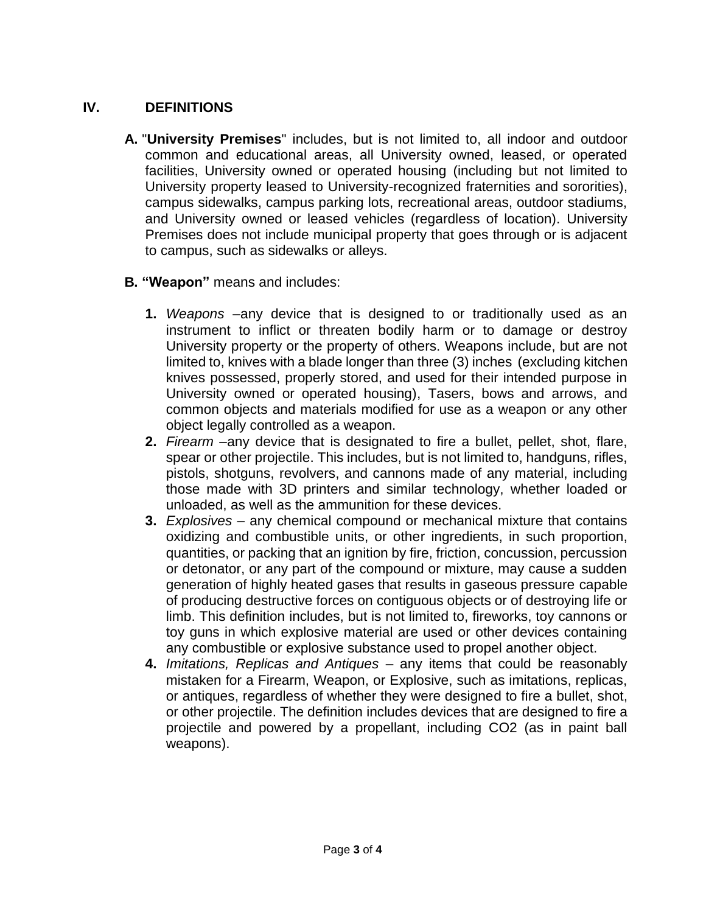## IV. DEFINITIONS

**A.** "**University Premises**" includes, but is not limited to, all indoor and outdoor common and educational areas, all University owned, leased, or operated facilities, University owned or operated housing (including but not limited to University property leased to University-recognized fraternities and sororities), campus sidewalks, campus parking lots, recreational areas, outdoor stadiums, and University owned or leased vehicles (regardless of location). University Premises does not include municipal property that goes through or is adjacent to campus, such as sidewalks or alleys.

**B. "Weapon"** means and includes:

1. *Weapons* –any device that is designed to or traditionally used as an instrument to inflict or threaten bodily harm or to damage or destroy University property or the property of others. Weapons include, but are not limited to, knives with a blade longer than three (3) inches (excluding kitchen knives possessed, properly stored, and used for their intended purpose in University owned or operated housing), Tasers, bows and arrows, and common objects and materials modified for use as a weapon or any other object legally controlled as a weapon.
2. *Firearm* –any device that is designated to fire a bullet, pellet, shot, flare, spear or other projectile. This includes, but is not limited to, handguns, rifles, pistols, shotguns, revolvers, and cannons made of any material, including those made with 3D printers and similar technology, whether loaded or unloaded, as well as the ammunition for these devices.
3. *Explosives* – any chemical compound or mechanical mixture that contains oxidizing and combustible units, or other ingredients, in such proportion, quantities, or packing that an ignition by fire, friction, concussion, percussion or detonator, or any part of the compound or mixture, may cause a sudden generation of highly heated gases that results in gaseous pressure capable of producing destructive forces on contiguous objects or of destroying life or limb. This definition includes, but is not limited to, fireworks, toy cannons or toy guns in which explosive material are used or other devices containing any combustible or explosive substance used to propel another object.
4. *Imitations, Replicas and Antiques* – any items that could be reasonably mistaken for a Firearm, Weapon, or Explosive, such as imitations, replicas, or antiques, regardless of whether they were designed to fire a bullet, shot, or other projectile. The definition includes devices that are designed to fire a projectile and powered by a propellant, including $CO_2$ (as in paint ball weapons).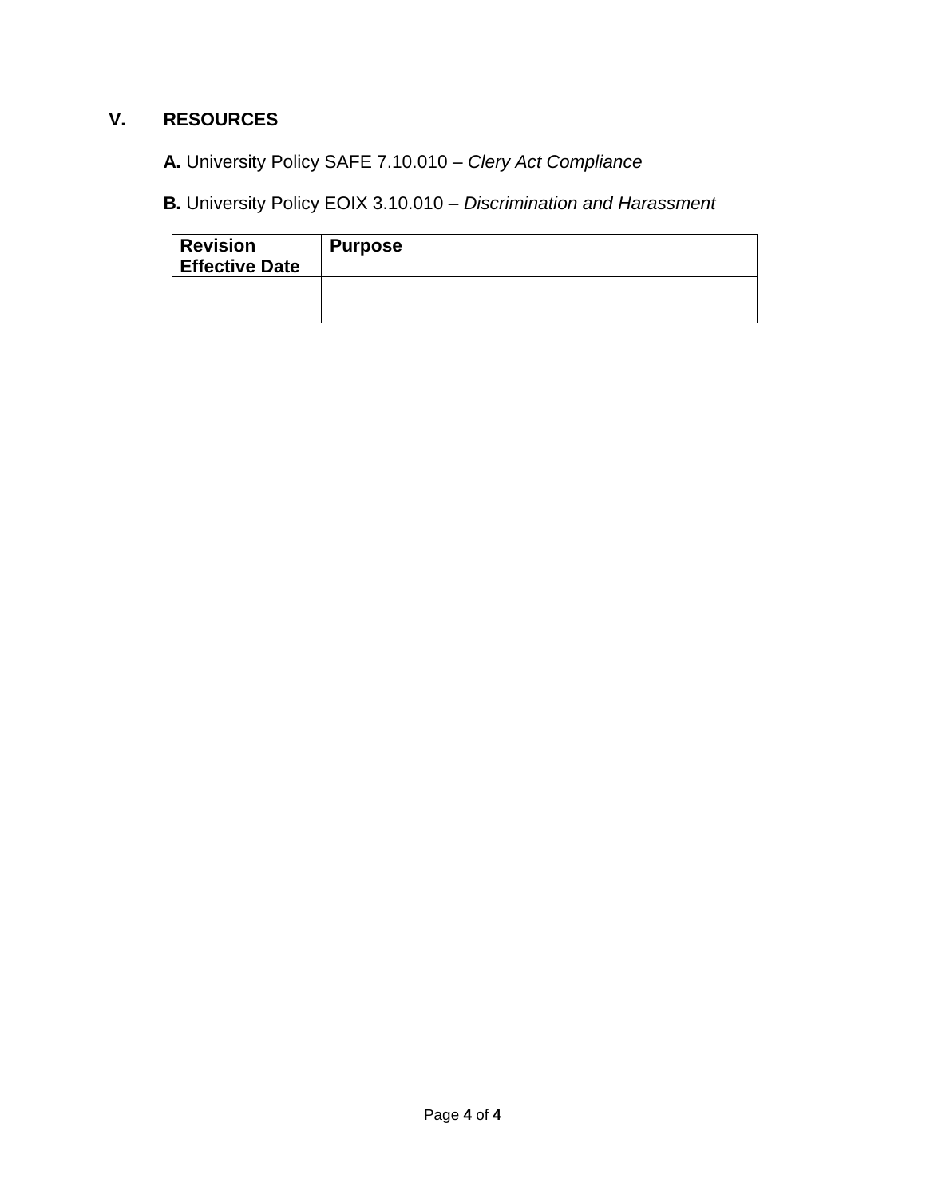## V. RESOURCES

**A.** University Policy SAFE 7.10.010 – *Clery Act Compliance*

**B.** University Policy EOIX 3.10.010 – *Discrimination and Harassment*

| Revision Effective Date | Purpose |
|---|---|
| | |